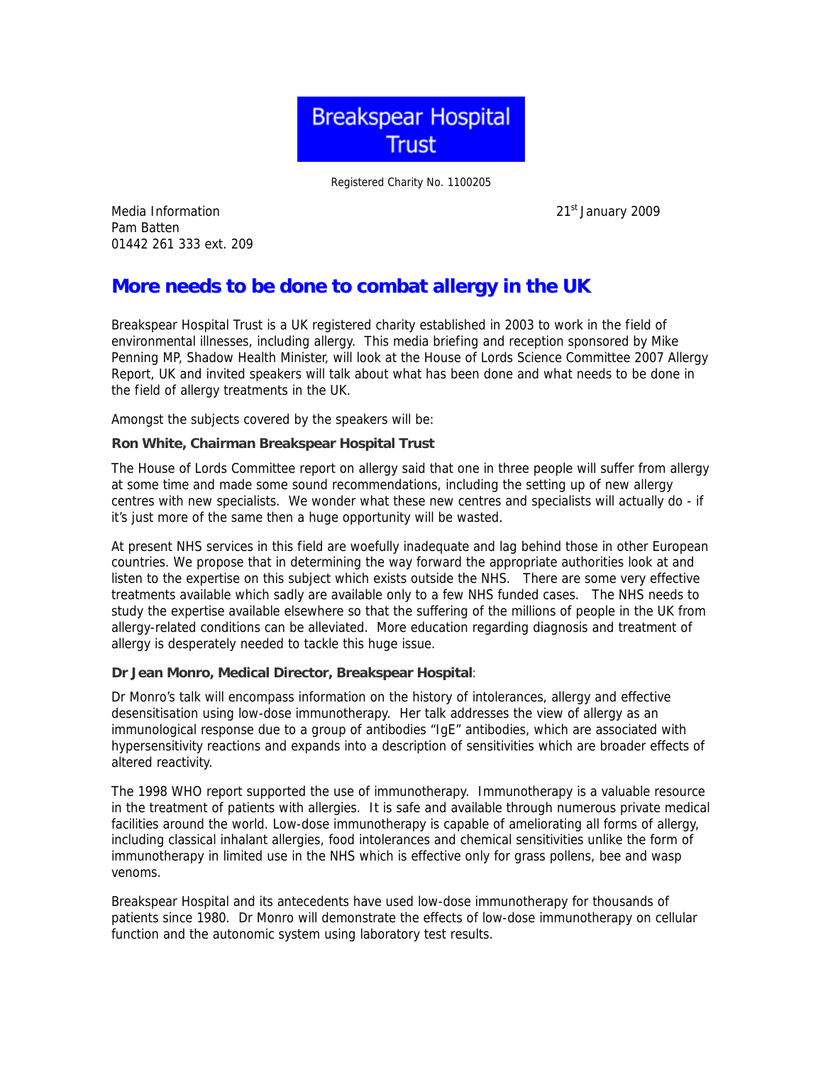**Breakspear Hospital Trust**

Registered Charity No. 1100205

Media Information
Pam Batten
01442 261 333 ext. 209

21st January 2009

# More needs to be done to combat allergy in the UK

Breakspear Hospital Trust is a UK registered charity established in 2003 to work in the field of environmental illnesses, including allergy. This media briefing and reception sponsored by Mike Penning MP, Shadow Health Minister, will look at the House of Lords Science Committee 2007 Allergy Report, UK and invited speakers will talk about what has been done and what needs to be done in the field of allergy treatments in the UK.

Amongst the subjects covered by the speakers will be:

**Ron White, Chairman Breakspear Hospital Trust**

The House of Lords Committee report on allergy said that one in three people will suffer from allergy at some time and made some sound recommendations, including the setting up of new allergy centres with new specialists. We wonder what these new centres and specialists will actually do - if it's just more of the same then a huge opportunity will be wasted.

At present NHS services in this field are woefully inadequate and lag behind those in other European countries. We propose that in determining the way forward the appropriate authorities look at and listen to the expertise on this subject which exists outside the NHS. There are some very effective treatments available which sadly are available only to a few NHS funded cases. The NHS needs to study the expertise available elsewhere so that the suffering of the millions of people in the UK from allergy-related conditions can be alleviated. More education regarding diagnosis and treatment of allergy is desperately needed to tackle this huge issue.

**Dr Jean Monro, Medical Director, Breakspear Hospital**:

Dr Monro's talk will encompass information on the history of intolerances, allergy and effective desensitisation using low-dose immunotherapy. Her talk addresses the view of allergy as an immunological response due to a group of antibodies "IgE" antibodies, which are associated with hypersensitivity reactions and expands into a description of sensitivities which are broader effects of altered reactivity.

The 1998 WHO report supported the use of immunotherapy. Immunotherapy is a valuable resource in the treatment of patients with allergies. It is safe and available through numerous private medical facilities around the world. Low-dose immunotherapy is capable of ameliorating all forms of allergy, including classical inhalant allergies, food intolerances and chemical sensitivities unlike the form of immunotherapy in limited use in the NHS which is effective only for grass pollens, bee and wasp venoms.

Breakspear Hospital and its antecedents have used low-dose immunotherapy for thousands of patients since 1980. Dr Monro will demonstrate the effects of low-dose immunotherapy on cellular function and the autonomic system using laboratory test results.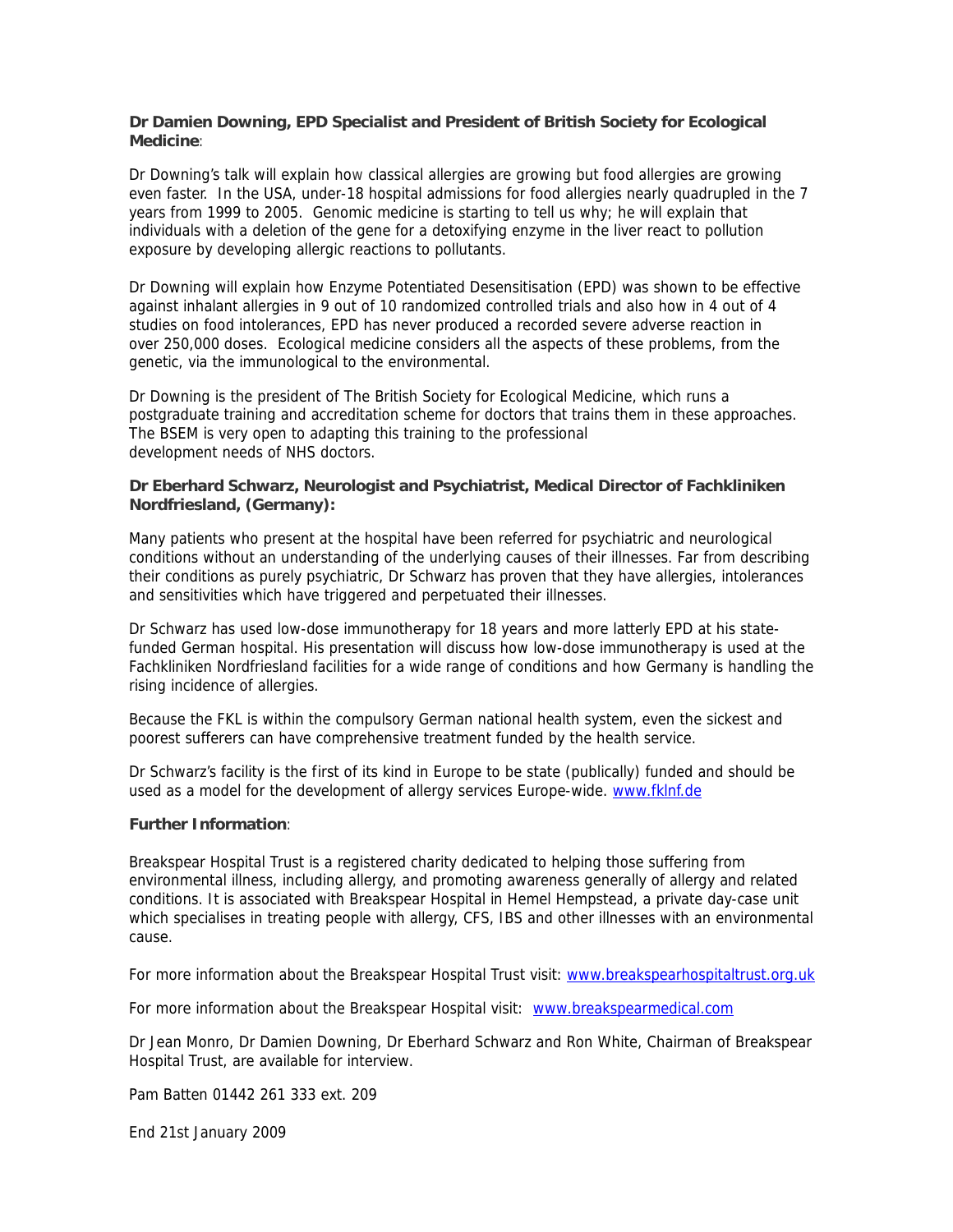**Dr Damien Downing, EPD Specialist and President of British Society for Ecological Medicine**:

Dr Downing's talk will explain how classical allergies are growing but food allergies are growing even faster. In the USA, under-18 hospital admissions for food allergies nearly quadrupled in the 7 years from 1999 to 2005. Genomic medicine is starting to tell us why; he will explain that individuals with a deletion of the gene for a detoxifying enzyme in the liver react to pollution exposure by developing allergic reactions to pollutants.

Dr Downing will explain how Enzyme Potentiated Desensitisation (EPD) was shown to be effective against inhalant allergies in 9 out of 10 randomized controlled trials and also how in 4 out of 4 studies on food intolerances, EPD has never produced a recorded severe adverse reaction in over 250,000 doses. Ecological medicine considers all the aspects of these problems, from the genetic, via the immunological to the environmental.

Dr Downing is the president of The British Society for Ecological Medicine, which runs a postgraduate training and accreditation scheme for doctors that trains them in these approaches. The BSEM is very open to adapting this training to the professional development needs of NHS doctors.

**Dr Eberhard Schwarz, Neurologist and Psychiatrist, Medical Director of Fachkliniken Nordfriesland, (Germany):**

Many patients who present at the hospital have been referred for psychiatric and neurological conditions without an understanding of the underlying causes of their illnesses. Far from describing their conditions as purely psychiatric, Dr Schwarz has proven that they have allergies, intolerances and sensitivities which have triggered and perpetuated their illnesses.

Dr Schwarz has used low-dose immunotherapy for 18 years and more latterly EPD at his state-funded German hospital. His presentation will discuss how low-dose immunotherapy is used at the Fachkliniken Nordfriesland facilities for a wide range of conditions and how Germany is handling the rising incidence of allergies.

Because the FKL is within the compulsory German national health system, even the sickest and poorest sufferers can have comprehensive treatment funded by the health service.

Dr Schwarz's facility is the first of its kind in Europe to be state (publically) funded and should be used as a model for the development of allergy services Europe-wide. www.fklnf.de

**Further Information**:

Breakspear Hospital Trust is a registered charity dedicated to helping those suffering from environmental illness, including allergy, and promoting awareness generally of allergy and related conditions. It is associated with Breakspear Hospital in Hemel Hempstead, a private day-case unit which specialises in treating people with allergy, CFS, IBS and other illnesses with an environmental cause.

For more information about the Breakspear Hospital Trust visit: www.breakspearhospitaltrust.org.uk

For more information about the Breakspear Hospital visit: www.breakspearmedical.com

Dr Jean Monro, Dr Damien Downing, Dr Eberhard Schwarz and Ron White, Chairman of Breakspear Hospital Trust, are available for interview.

Pam Batten 01442 261 333 ext. 209

End 21st January 2009